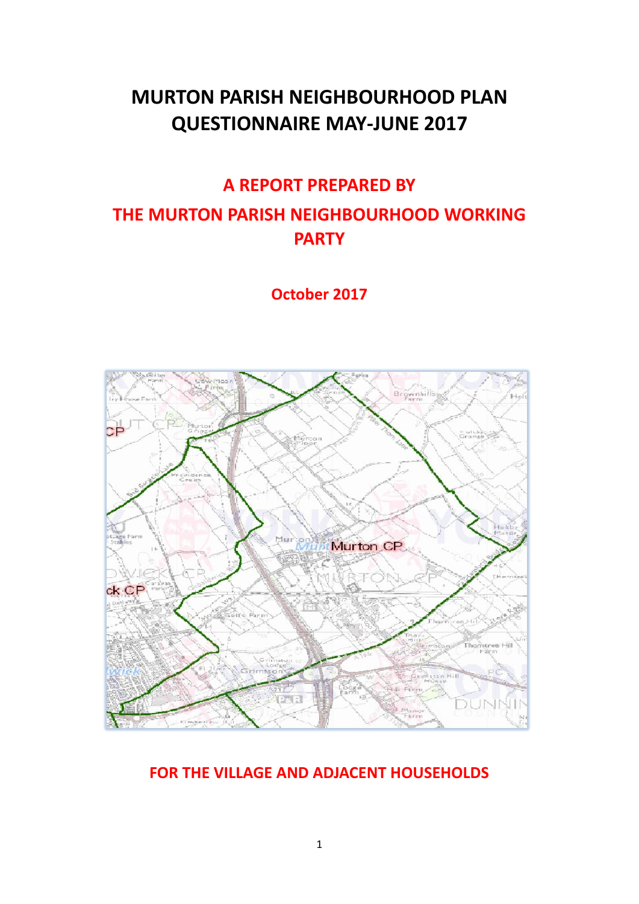# MURTON PARISH NEIGHBOURHOOD PLAN QUESTIONNAIRE MAY-JUNE 2017

## A REPORT PREPARED BY

## THE MURTON PARISH NEIGHBOURHOOD WORKING PARTY

**October 2017**

**FOR THE VILLAGE AND ADJACENT HOUSEHOLDS**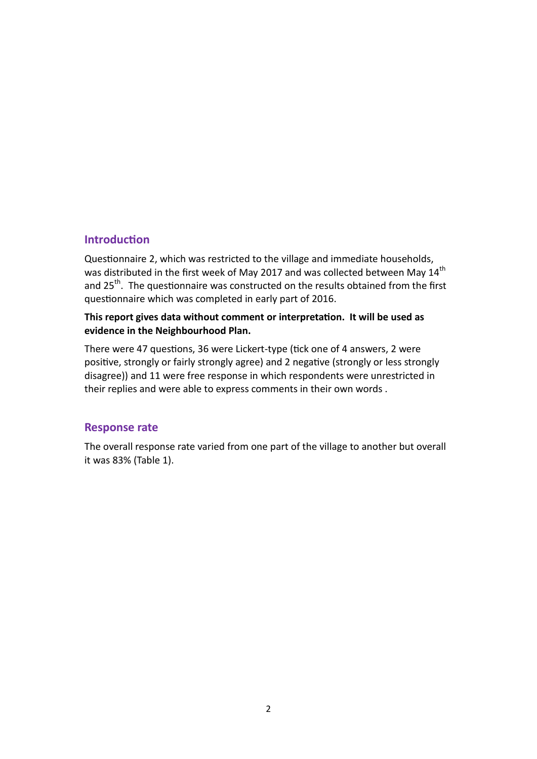## Introduction

Questionnaire 2, which was restricted to the village and immediate households, was distributed in the first week of May 2017 and was collected between May 14th and 25th. The questionnaire was constructed on the results obtained from the first questionnaire which was completed in early part of 2016.

**This report gives data without comment or interpretation. It will be used as evidence in the Neighbourhood Plan.**

There were 47 questions, 36 were Lickert-type (tick one of 4 answers, 2 were positive, strongly or fairly strongly agree) and 2 negative (strongly or less strongly disagree)) and 11 were free response in which respondents were unrestricted in their replies and were able to express comments in their own words .

## Response rate

The overall response rate varied from one part of the village to another but overall it was 83% (Table 1).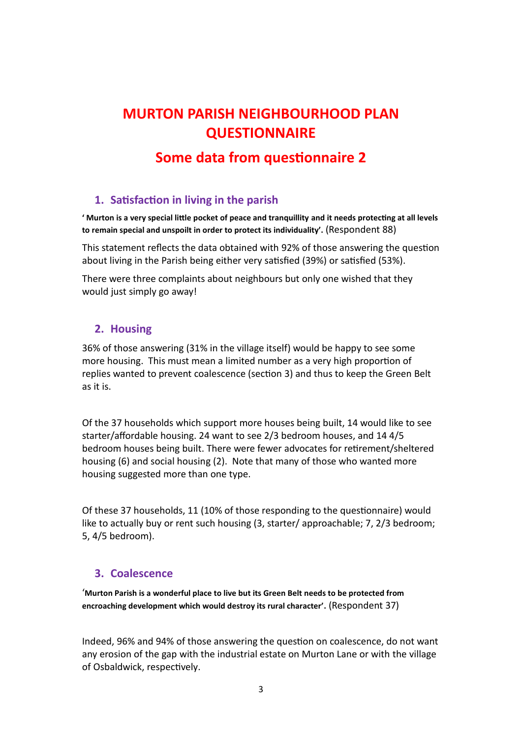# MURTON PARISH NEIGHBOURHOOD PLAN QUESTIONNAIRE

## Some data from questionnaire 2

### 1. Satisfaction in living in the parish

**' Murton is a very special little pocket of peace and tranquillity and it needs protecting at all levels to remain special and unspoilt in order to protect its individuality'.** (Respondent 88)

This statement reflects the data obtained with 92% of those answering the question about living in the Parish being either very satisfied (39%) or satisfied (53%).

There were three complaints about neighbours but only one wished that they would just simply go away!

### 2. Housing

36% of those answering (31% in the village itself) would be happy to see some more housing. This must mean a limited number as a very high proportion of replies wanted to prevent coalescence (section 3) and thus to keep the Green Belt as it is.

Of the 37 households which support more houses being built, 14 would like to see starter/affordable housing. 24 want to see 2/3 bedroom houses, and 14 4/5 bedroom houses being built. There were fewer advocates for retirement/sheltered housing (6) and social housing (2). Note that many of those who wanted more housing suggested more than one type.

Of these 37 households, 11 (10% of those responding to the questionnaire) would like to actually buy or rent such housing (3, starter/ approachable; 7, 2/3 bedroom; 5, 4/5 bedroom).

### 3. Coalescence

'**Murton Parish is a wonderful place to live but its Green Belt needs to be protected from encroaching development which would destroy its rural character'.** (Respondent 37)

Indeed, 96% and 94% of those answering the question on coalescence, do not want any erosion of the gap with the industrial estate on Murton Lane or with the village of Osbaldwick, respectively.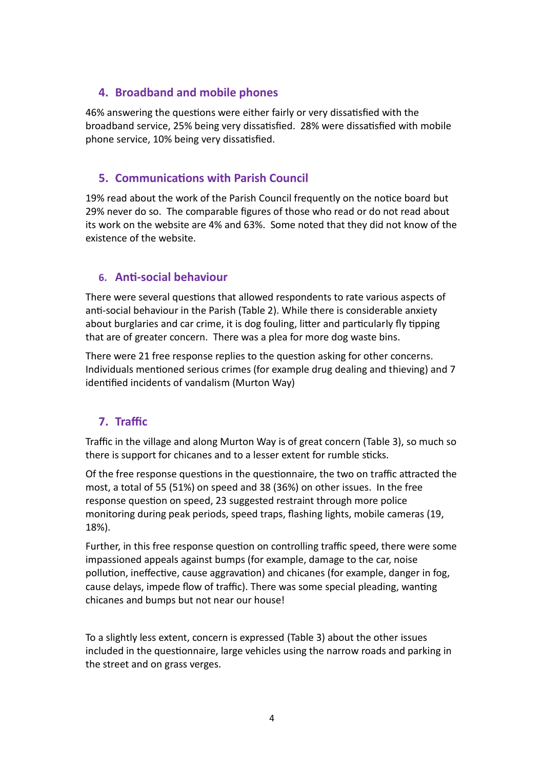## 4. Broadband and mobile phones

46% answering the questions were either fairly or very dissatisfied with the broadband service, 25% being very dissatisfied. 28% were dissatisfied with mobile phone service, 10% being very dissatisfied.

## 5. Communications with Parish Council

19% read about the work of the Parish Council frequently on the notice board but 29% never do so. The comparable figures of those who read or do not read about its work on the website are 4% and 63%. Some noted that they did not know of the existence of the website.

## 6. Anti-social behaviour

There were several questions that allowed respondents to rate various aspects of anti-social behaviour in the Parish (Table 2). While there is considerable anxiety about burglaries and car crime, it is dog fouling, litter and particularly fly tipping that are of greater concern. There was a plea for more dog waste bins.

There were 21 free response replies to the question asking for other concerns. Individuals mentioned serious crimes (for example drug dealing and thieving) and 7 identified incidents of vandalism (Murton Way)

## 7. Traffic

Traffic in the village and along Murton Way is of great concern (Table 3), so much so there is support for chicanes and to a lesser extent for rumble sticks.

Of the free response questions in the questionnaire, the two on traffic attracted the most, a total of 55 (51%) on speed and 38 (36%) on other issues. In the free response question on speed, 23 suggested restraint through more police monitoring during peak periods, speed traps, flashing lights, mobile cameras (19, 18%).

Further, in this free response question on controlling traffic speed, there were some impassioned appeals against bumps (for example, damage to the car, noise pollution, ineffective, cause aggravation) and chicanes (for example, danger in fog, cause delays, impede flow of traffic). There was some special pleading, wanting chicanes and bumps but not near our house!

To a slightly less extent, concern is expressed (Table 3) about the other issues included in the questionnaire, large vehicles using the narrow roads and parking in the street and on grass verges.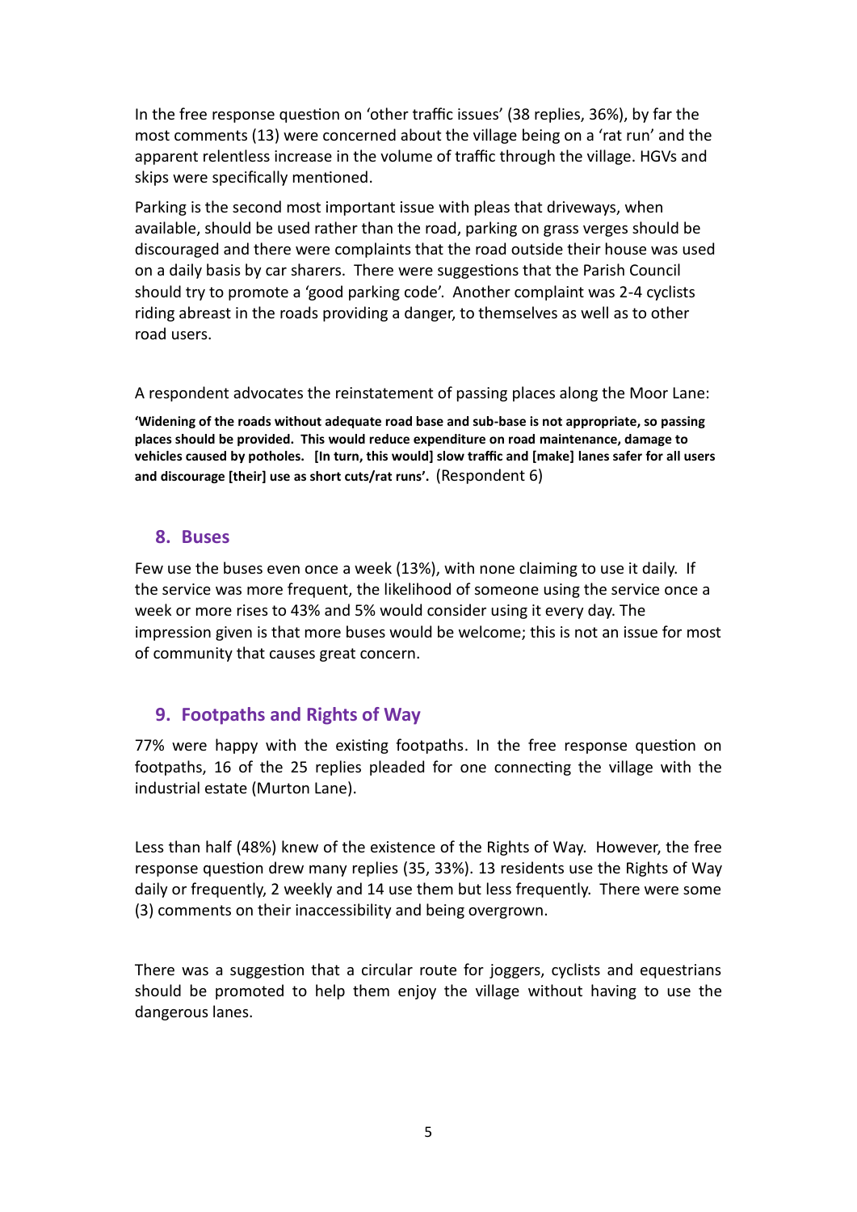In the free response question on 'other traffic issues' (38 replies, 36%), by far the most comments (13) were concerned about the village being on a 'rat run' and the apparent relentless increase in the volume of traffic through the village. HGVs and skips were specifically mentioned.

Parking is the second most important issue with pleas that driveways, when available, should be used rather than the road, parking on grass verges should be discouraged and there were complaints that the road outside their house was used on a daily basis by car sharers. There were suggestions that the Parish Council should try to promote a 'good parking code'. Another complaint was 2-4 cyclists riding abreast in the roads providing a danger, to themselves as well as to other road users.

A respondent advocates the reinstatement of passing places along the Moor Lane:

**'Widening of the roads without adequate road base and sub-base is not appropriate, so passing places should be provided. This would reduce expenditure on road maintenance, damage to vehicles caused by potholes. [In turn, this would] slow traffic and [make] lanes safer for all users and discourage [their] use as short cuts/rat runs'.** (Respondent 6)

## 8. Buses

Few use the buses even once a week (13%), with none claiming to use it daily. If the service was more frequent, the likelihood of someone using the service once a week or more rises to 43% and 5% would consider using it every day. The impression given is that more buses would be welcome; this is not an issue for most of community that causes great concern.

## 9. Footpaths and Rights of Way

77% were happy with the existing footpaths. In the free response question on footpaths, 16 of the 25 replies pleaded for one connecting the village with the industrial estate (Murton Lane).

Less than half (48%) knew of the existence of the Rights of Way. However, the free response question drew many replies (35, 33%). 13 residents use the Rights of Way daily or frequently, 2 weekly and 14 use them but less frequently. There were some (3) comments on their inaccessibility and being overgrown.

There was a suggestion that a circular route for joggers, cyclists and equestrians should be promoted to help them enjoy the village without having to use the dangerous lanes.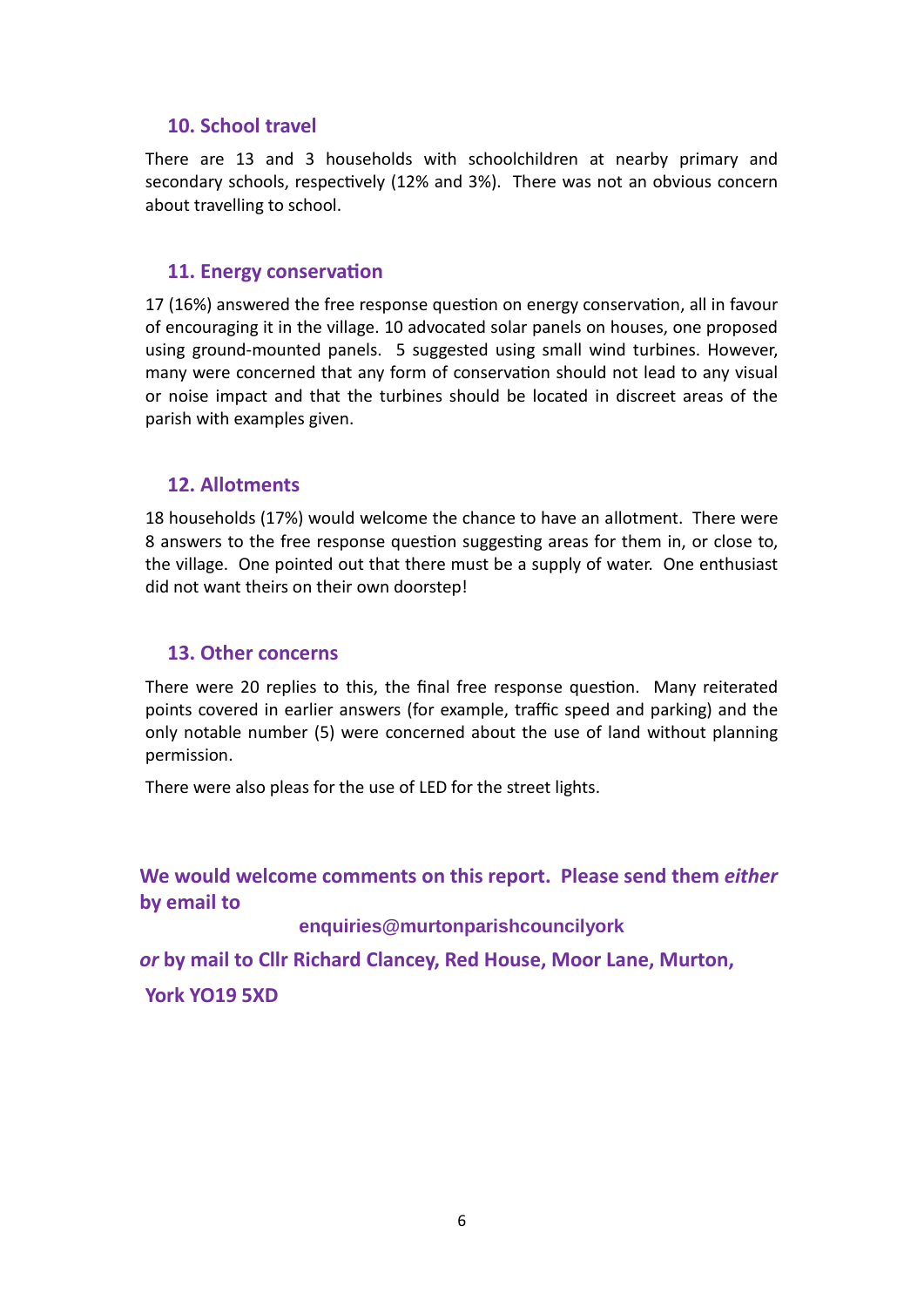## 10. School travel

There are 13 and 3 households with schoolchildren at nearby primary and secondary schools, respectively (12% and 3%). There was not an obvious concern about travelling to school.

## 11. Energy conservation

17 (16%) answered the free response question on energy conservation, all in favour of encouraging it in the village. 10 advocated solar panels on houses, one proposed using ground-mounted panels. 5 suggested using small wind turbines. However, many were concerned that any form of conservation should not lead to any visual or noise impact and that the turbines should be located in discreet areas of the parish with examples given.

## 12. Allotments

18 households (17%) would welcome the chance to have an allotment. There were 8 answers to the free response question suggesting areas for them in, or close to, the village. One pointed out that there must be a supply of water. One enthusiast did not want theirs on their own doorstep!

## 13. Other concerns

There were 20 replies to this, the final free response question. Many reiterated points covered in earlier answers (for example, traffic speed and parking) and the only notable number (5) were concerned about the use of land without planning permission.

There were also pleas for the use of LED for the street lights.

**We would welcome comments on this report. Please send them *either* by email to**

**enquiries@murtonparishcouncilyork**

***or* by mail to Cllr Richard Clancey, Red House, Moor Lane, Murton, York YO19 5XD**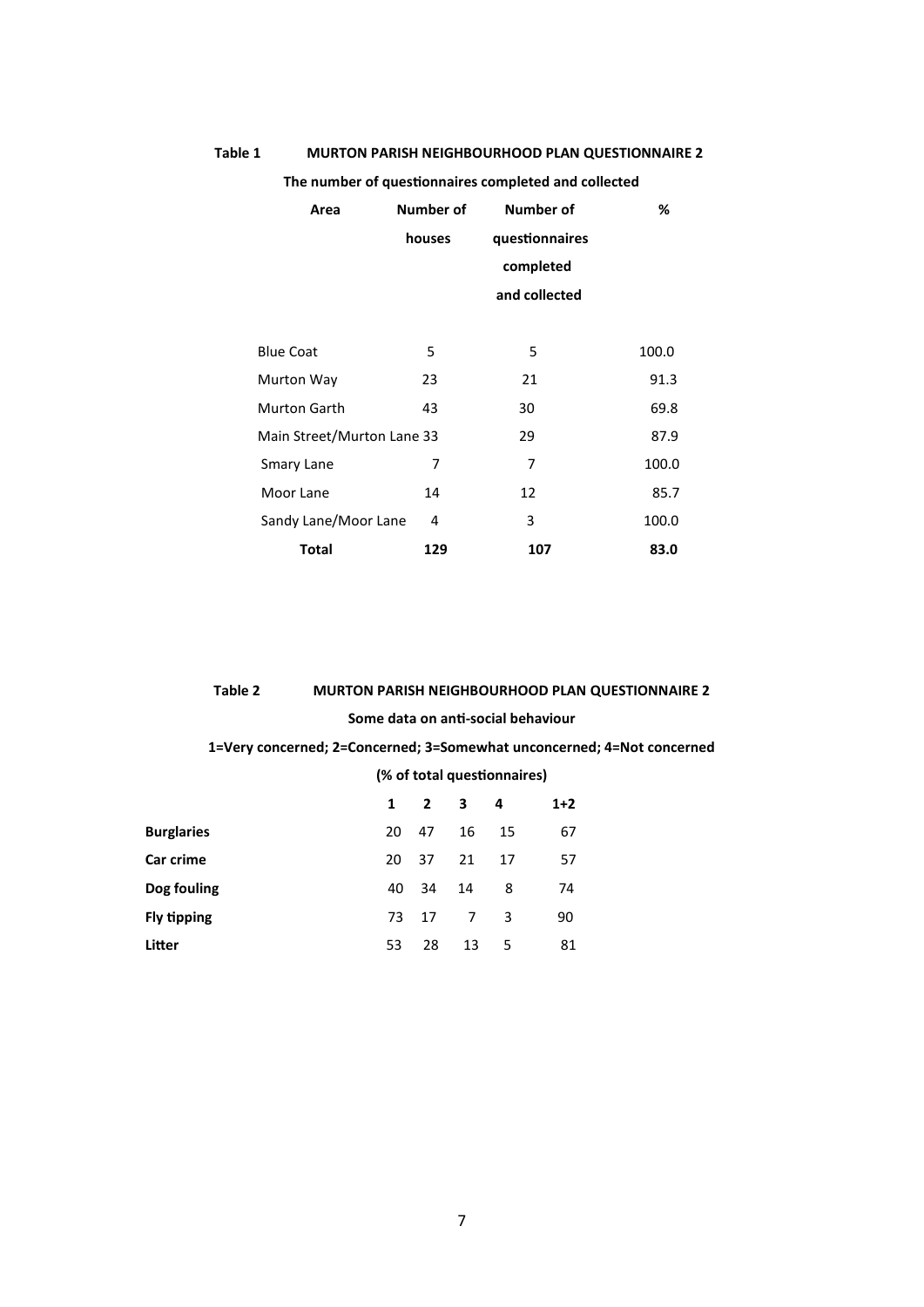**Table 1** **MURTON PARISH NEIGHBOURHOOD PLAN QUESTIONNAIRE 2**

**The number of questionnaires completed and collected**

| Area | Number of houses | Number of questionnaires completed and collected | % |
|---|---|---|---|
| Blue Coat | 5 | 5 | 100.0 |
| Murton Way | 23 | 21 | 91.3 |
| Murton Garth | 43 | 30 | 69.8 |
| Main Street/Murton Lane | 33 | 29 | 87.9 |
| Smary Lane | 7 | 7 | 100.0 |
| Moor Lane | 14 | 12 | 85.7 |
| Sandy Lane/Moor Lane | 4 | 3 | 100.0 |
| **Total** | **129** | **107** | **83.0** |

**Table 2** **MURTON PARISH NEIGHBOURHOOD PLAN QUESTIONNAIRE 2**

**Some data on anti-social behaviour**

**1=Very concerned; 2=Concerned; 3=Somewhat unconcerned; 4=Not concerned**

**(% of total questionnaires)**

| | 1 | 2 | 3 | 4 | 1+2 |
|---|---|---|---|---|---|
| **Burglaries** | 20 | 47 | 16 | 15 | 67 |
| **Car crime** | 20 | 37 | 21 | 17 | 57 |
| **Dog fouling** | 40 | 34 | 14 | 8 | 74 |
| **Fly tipping** | 73 | 17 | 7 | 3 | 90 |
| **Litter** | 53 | 28 | 13 | 5 | 81 |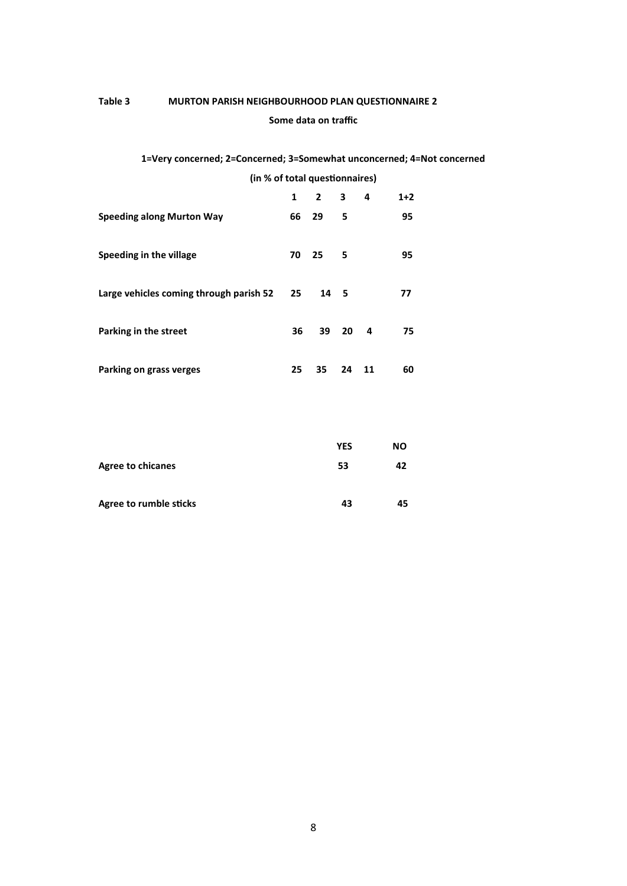**Table 3 MURTON PARISH NEIGHBOURHOOD PLAN QUESTIONNAIRE 2**

**Some data on traffic**

**1=Very concerned; 2=Concerned; 3=Somewhat unconcerned; 4=Not concerned**

**(in % of total questionnaires)**

| | 1 | 2 | 3 | 4 | 1+2 |
|---|---|---|---|---|---|
| **Speeding along Murton Way** | 66 | 29 | 5 | | 95 |
| **Speeding in the village** | 70 | 25 | 5 | | 95 |
| **Large vehicles coming through parish 52** | 25 | 14 | 5 | | 77 |
| **Parking in the street** | 36 | 39 | 20 | 4 | 75 |
| **Parking on grass verges** | 25 | 35 | 24 | 11 | 60 |

| | YES | NO |
|---|---|---|
| **Agree to chicanes** | 53 | 42 |
| **Agree to rumble sticks** | 43 | 45 |